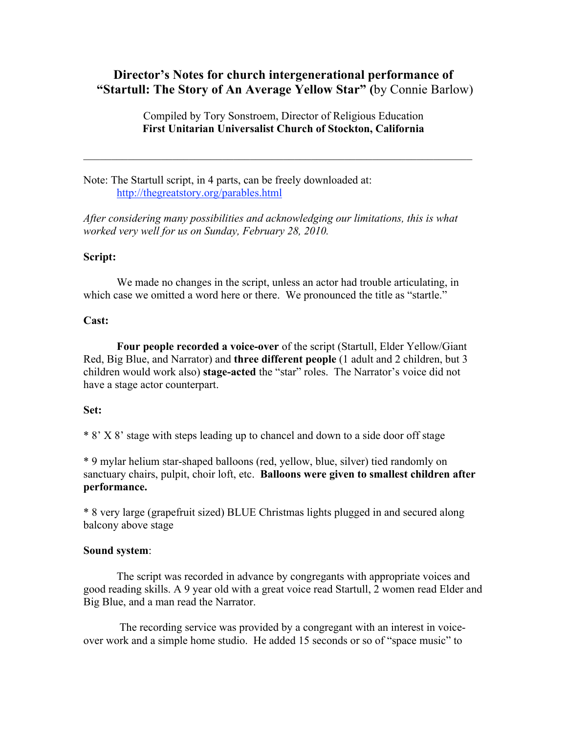# Director's Notes for church intergenerational performance of "Startull: The Story of An Average Yellow Star" (by Connie Barlow)

Compiled by Tory Sonstroem, Director of Religious Education
**First Unitarian Universalist Church of Stockton, California**

---

Note: The Startull script, in 4 parts, can be freely downloaded at:
[http://thegreatstory.org/parables.html](http://thegreatstory.org/parables.html)

*After considering many possibilities and acknowledging our limitations, this is what worked very well for us on Sunday, February 28, 2010.*

**Script:**

We made no changes in the script, unless an actor had trouble articulating, in which case we omitted a word here or there. We pronounced the title as "startle."

**Cast:**

**Four people recorded a voice-over** of the script (Startull, Elder Yellow/Giant Red, Big Blue, and Narrator) and **three different people** (1 adult and 2 children, but 3 children would work also) **stage-acted** the "star" roles. The Narrator's voice did not have a stage actor counterpart.

**Set:**

* 8' X 8' stage with steps leading up to chancel and down to a side door off stage

* 9 mylar helium star-shaped balloons (red, yellow, blue, silver) tied randomly on sanctuary chairs, pulpit, choir loft, etc. **Balloons were given to smallest children after performance.**

* 8 very large (grapefruit sized) BLUE Christmas lights plugged in and secured along balcony above stage

**Sound system**:

The script was recorded in advance by congregants with appropriate voices and good reading skills. A 9 year old with a great voice read Startull, 2 women read Elder and Big Blue, and a man read the Narrator.

The recording service was provided by a congregant with an interest in voice-over work and a simple home studio. He added 15 seconds or so of "space music" to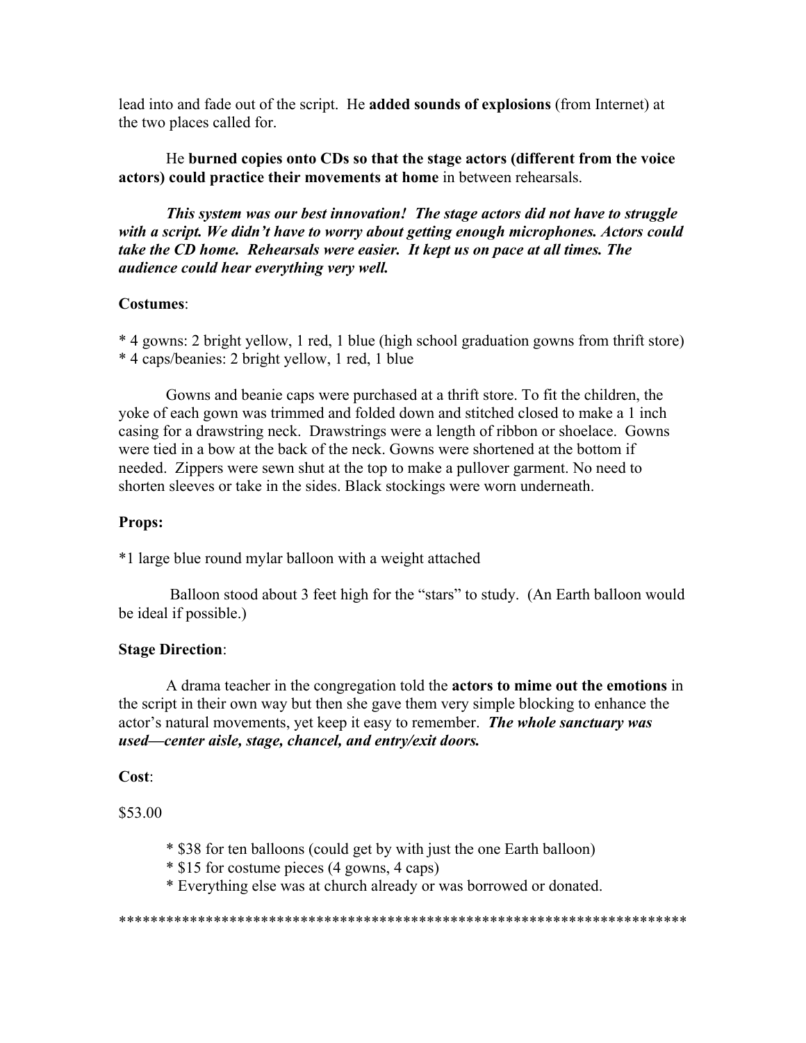lead into and fade out of the script. He **added sounds of explosions** (from Internet) at the two places called for.

He **burned copies onto CDs so that the stage actors (different from the voice actors) could practice their movements at home** in between rehearsals.

***This system was our best innovation! The stage actors did not have to struggle with a script. We didn't have to worry about getting enough microphones. Actors could take the CD home. Rehearsals were easier. It kept us on pace at all times. The audience could hear everything very well.***

**Costumes**:

* 4 gowns: 2 bright yellow, 1 red, 1 blue (high school graduation gowns from thrift store)
* 4 caps/beanies: 2 bright yellow, 1 red, 1 blue

Gowns and beanie caps were purchased at a thrift store. To fit the children, the yoke of each gown was trimmed and folded down and stitched closed to make a 1 inch casing for a drawstring neck. Drawstrings were a length of ribbon or shoelace. Gowns were tied in a bow at the back of the neck. Gowns were shortened at the bottom if needed. Zippers were sewn shut at the top to make a pullover garment. No need to shorten sleeves or take in the sides. Black stockings were worn underneath.

**Props:**

*1 large blue round mylar balloon with a weight attached

Balloon stood about 3 feet high for the "stars" to study. (An Earth balloon would be ideal if possible.)

**Stage Direction**:

A drama teacher in the congregation told the **actors to mime out the emotions** in the script in their own way but then she gave them very simple blocking to enhance the actor's natural movements, yet keep it easy to remember. ***The whole sanctuary was used—center aisle, stage, chancel, and entry/exit doors.***

**Cost**:

$53.00

* $38 for ten balloons (could get by with just the one Earth balloon)
* $15 for costume pieces (4 gowns, 4 caps)
* Everything else was at church already or was borrowed or donated.

************************************************************************